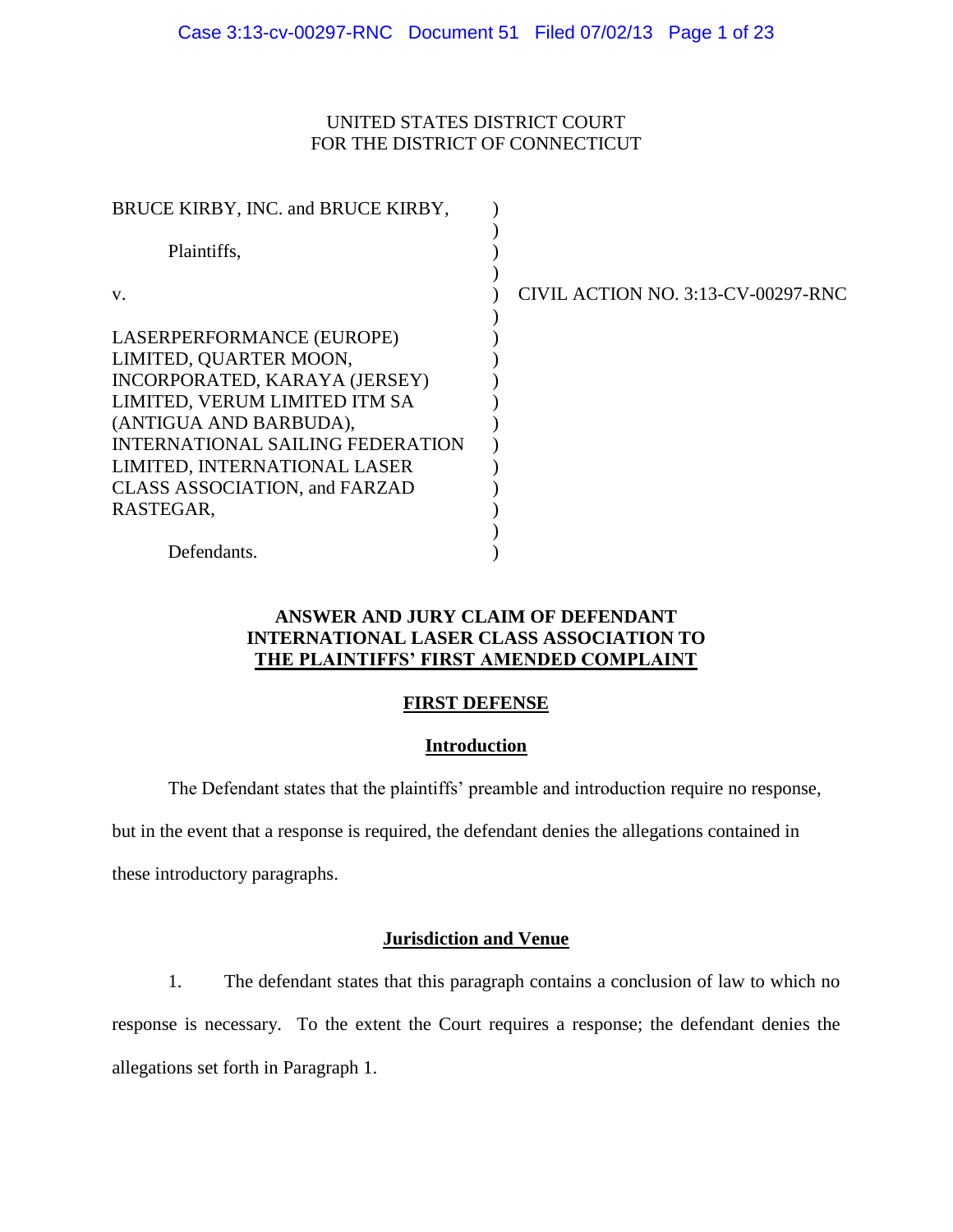UNITED STATES DISTRICT COURT
FOR THE DISTRICT OF CONNECTICUT

| | | |
|---|---|---|
| BRUCE KIRBY, INC. and BRUCE KIRBY,<br><br>Plaintiffs,<br><br>v.<br><br>LASERPERFORMANCE (EUROPE) LIMITED, QUARTER MOON, INCORPORATED, KARAYA (JERSEY) LIMITED, VERUM LIMITED ITM SA (ANTIGUA AND BARBUDA), INTERNATIONAL SAILING FEDERATION LIMITED, INTERNATIONAL LASER CLASS ASSOCIATION, and FARZAD RASTEGAR,<br><br>Defendants. | ) | CIVIL ACTION NO. 3:13-CV-00297-RNC |

**ANSWER AND JURY CLAIM OF DEFENDANT INTERNATIONAL LASER CLASS ASSOCIATION TO THE PLAINTIFFS' FIRST AMENDED COMPLAINT**

## FIRST DEFENSE

### Introduction

The Defendant states that the plaintiffs' preamble and introduction require no response, but in the event that a response is required, the defendant denies the allegations contained in these introductory paragraphs.

### Jurisdiction and Venue

1. The defendant states that this paragraph contains a conclusion of law to which no response is necessary. To the extent the Court requires a response; the defendant denies the allegations set forth in Paragraph 1.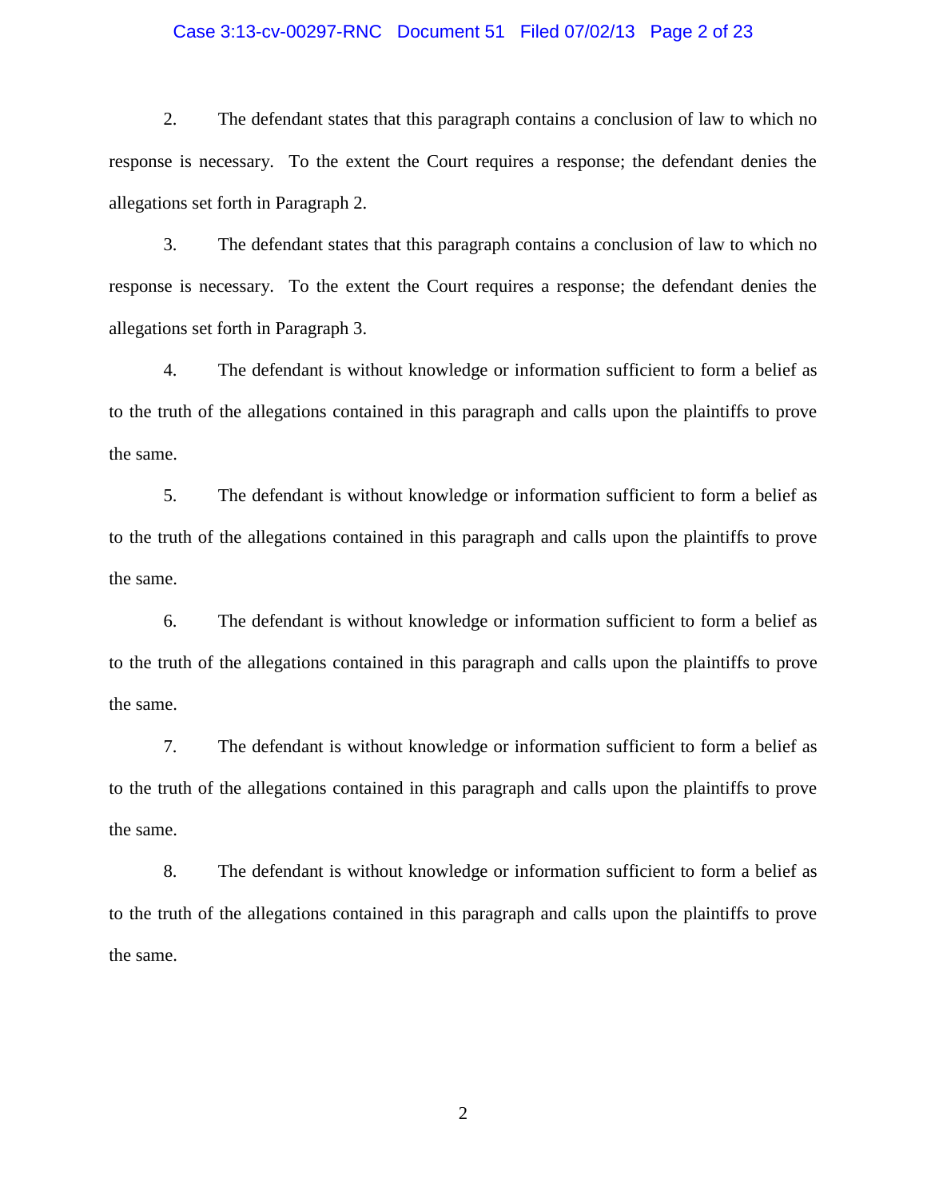2. The defendant states that this paragraph contains a conclusion of law to which no response is necessary. To the extent the Court requires a response; the defendant denies the allegations set forth in Paragraph 2.

3. The defendant states that this paragraph contains a conclusion of law to which no response is necessary. To the extent the Court requires a response; the defendant denies the allegations set forth in Paragraph 3.

4. The defendant is without knowledge or information sufficient to form a belief as to the truth of the allegations contained in this paragraph and calls upon the plaintiffs to prove the same.

5. The defendant is without knowledge or information sufficient to form a belief as to the truth of the allegations contained in this paragraph and calls upon the plaintiffs to prove the same.

6. The defendant is without knowledge or information sufficient to form a belief as to the truth of the allegations contained in this paragraph and calls upon the plaintiffs to prove the same.

7. The defendant is without knowledge or information sufficient to form a belief as to the truth of the allegations contained in this paragraph and calls upon the plaintiffs to prove the same.

8. The defendant is without knowledge or information sufficient to form a belief as to the truth of the allegations contained in this paragraph and calls upon the plaintiffs to prove the same.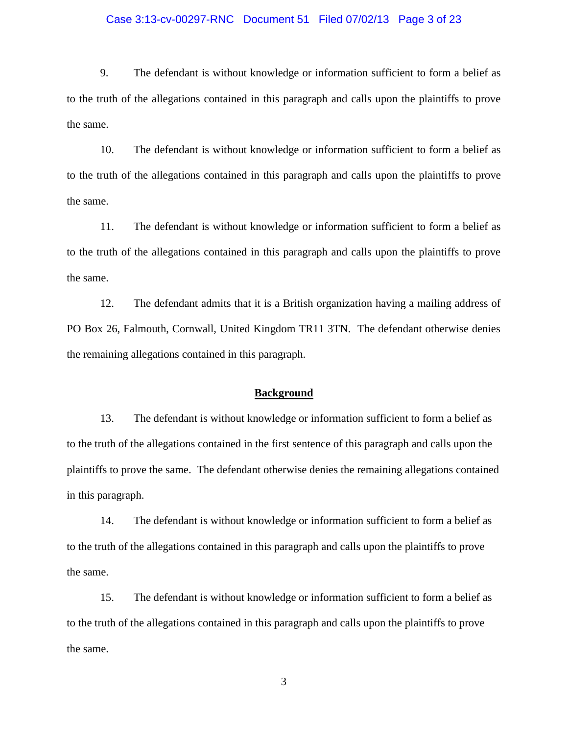9. The defendant is without knowledge or information sufficient to form a belief as to the truth of the allegations contained in this paragraph and calls upon the plaintiffs to prove the same.

10. The defendant is without knowledge or information sufficient to form a belief as to the truth of the allegations contained in this paragraph and calls upon the plaintiffs to prove the same.

11. The defendant is without knowledge or information sufficient to form a belief as to the truth of the allegations contained in this paragraph and calls upon the plaintiffs to prove the same.

12. The defendant admits that it is a British organization having a mailing address of PO Box 26, Falmouth, Cornwall, United Kingdom TR11 3TN. The defendant otherwise denies the remaining allegations contained in this paragraph.

## Background

13. The defendant is without knowledge or information sufficient to form a belief as to the truth of the allegations contained in the first sentence of this paragraph and calls upon the plaintiffs to prove the same. The defendant otherwise denies the remaining allegations contained in this paragraph.

14. The defendant is without knowledge or information sufficient to form a belief as to the truth of the allegations contained in this paragraph and calls upon the plaintiffs to prove the same.

15. The defendant is without knowledge or information sufficient to form a belief as to the truth of the allegations contained in this paragraph and calls upon the plaintiffs to prove the same.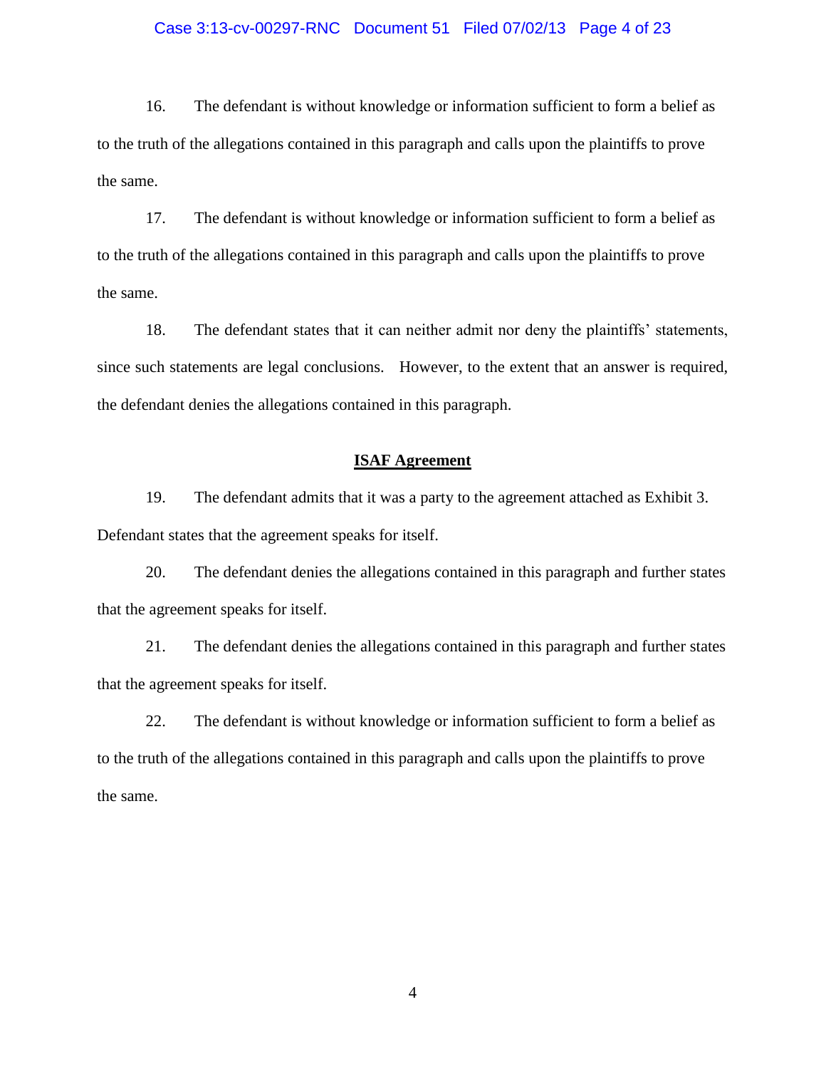16. The defendant is without knowledge or information sufficient to form a belief as to the truth of the allegations contained in this paragraph and calls upon the plaintiffs to prove the same.

17. The defendant is without knowledge or information sufficient to form a belief as to the truth of the allegations contained in this paragraph and calls upon the plaintiffs to prove the same.

18. The defendant states that it can neither admit nor deny the plaintiffs' statements, since such statements are legal conclusions. However, to the extent that an answer is required, the defendant denies the allegations contained in this paragraph.

**ISAF Agreement**

19. The defendant admits that it was a party to the agreement attached as Exhibit 3. Defendant states that the agreement speaks for itself.

20. The defendant denies the allegations contained in this paragraph and further states that the agreement speaks for itself.

21. The defendant denies the allegations contained in this paragraph and further states that the agreement speaks for itself.

22. The defendant is without knowledge or information sufficient to form a belief as to the truth of the allegations contained in this paragraph and calls upon the plaintiffs to prove the same.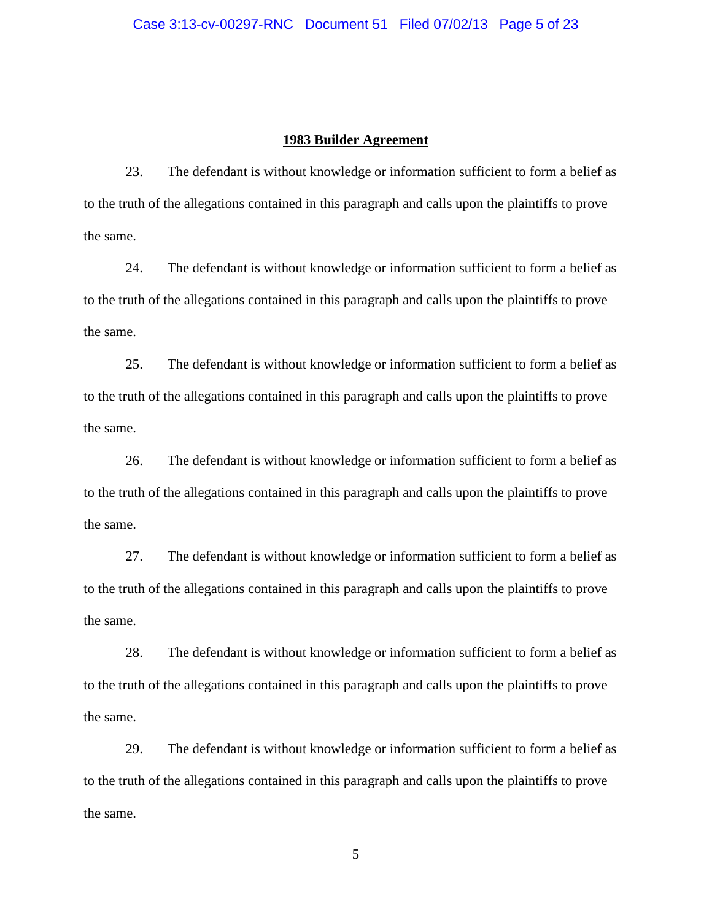**1983 Builder Agreement**

23. The defendant is without knowledge or information sufficient to form a belief as to the truth of the allegations contained in this paragraph and calls upon the plaintiffs to prove the same.

24. The defendant is without knowledge or information sufficient to form a belief as to the truth of the allegations contained in this paragraph and calls upon the plaintiffs to prove the same.

25. The defendant is without knowledge or information sufficient to form a belief as to the truth of the allegations contained in this paragraph and calls upon the plaintiffs to prove the same.

26. The defendant is without knowledge or information sufficient to form a belief as to the truth of the allegations contained in this paragraph and calls upon the plaintiffs to prove the same.

27. The defendant is without knowledge or information sufficient to form a belief as to the truth of the allegations contained in this paragraph and calls upon the plaintiffs to prove the same.

28. The defendant is without knowledge or information sufficient to form a belief as to the truth of the allegations contained in this paragraph and calls upon the plaintiffs to prove the same.

29. The defendant is without knowledge or information sufficient to form a belief as to the truth of the allegations contained in this paragraph and calls upon the plaintiffs to prove the same.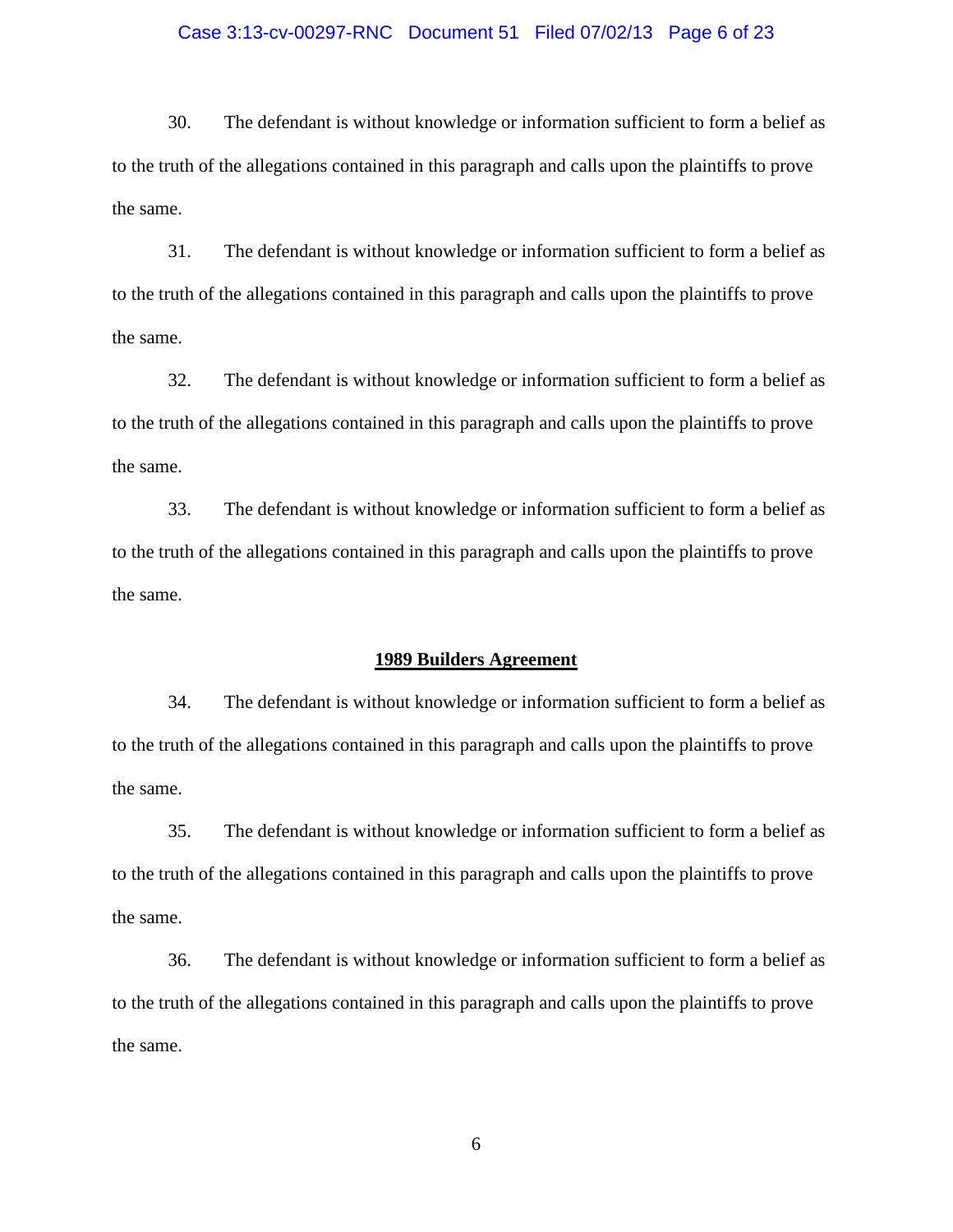30. The defendant is without knowledge or information sufficient to form a belief as to the truth of the allegations contained in this paragraph and calls upon the plaintiffs to prove the same.

31. The defendant is without knowledge or information sufficient to form a belief as to the truth of the allegations contained in this paragraph and calls upon the plaintiffs to prove the same.

32. The defendant is without knowledge or information sufficient to form a belief as to the truth of the allegations contained in this paragraph and calls upon the plaintiffs to prove the same.

33. The defendant is without knowledge or information sufficient to form a belief as to the truth of the allegations contained in this paragraph and calls upon the plaintiffs to prove the same.

**1989 Builders Agreement**

34. The defendant is without knowledge or information sufficient to form a belief as to the truth of the allegations contained in this paragraph and calls upon the plaintiffs to prove the same.

35. The defendant is without knowledge or information sufficient to form a belief as to the truth of the allegations contained in this paragraph and calls upon the plaintiffs to prove the same.

36. The defendant is without knowledge or information sufficient to form a belief as to the truth of the allegations contained in this paragraph and calls upon the plaintiffs to prove the same.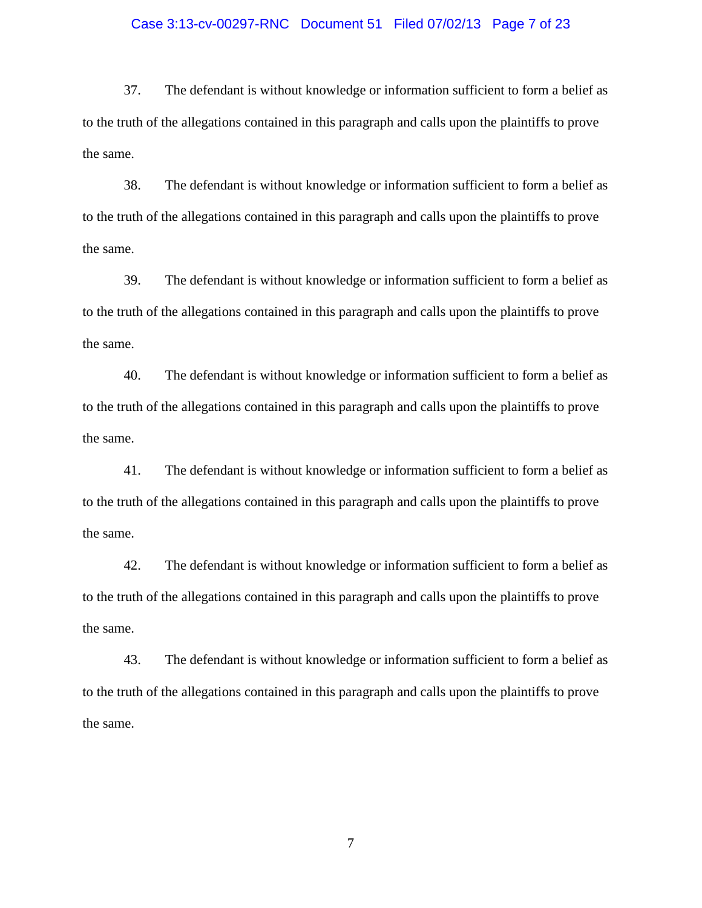37. The defendant is without knowledge or information sufficient to form a belief as to the truth of the allegations contained in this paragraph and calls upon the plaintiffs to prove the same.

38. The defendant is without knowledge or information sufficient to form a belief as to the truth of the allegations contained in this paragraph and calls upon the plaintiffs to prove the same.

39. The defendant is without knowledge or information sufficient to form a belief as to the truth of the allegations contained in this paragraph and calls upon the plaintiffs to prove the same.

40. The defendant is without knowledge or information sufficient to form a belief as to the truth of the allegations contained in this paragraph and calls upon the plaintiffs to prove the same.

41. The defendant is without knowledge or information sufficient to form a belief as to the truth of the allegations contained in this paragraph and calls upon the plaintiffs to prove the same.

42. The defendant is without knowledge or information sufficient to form a belief as to the truth of the allegations contained in this paragraph and calls upon the plaintiffs to prove the same.

43. The defendant is without knowledge or information sufficient to form a belief as to the truth of the allegations contained in this paragraph and calls upon the plaintiffs to prove the same.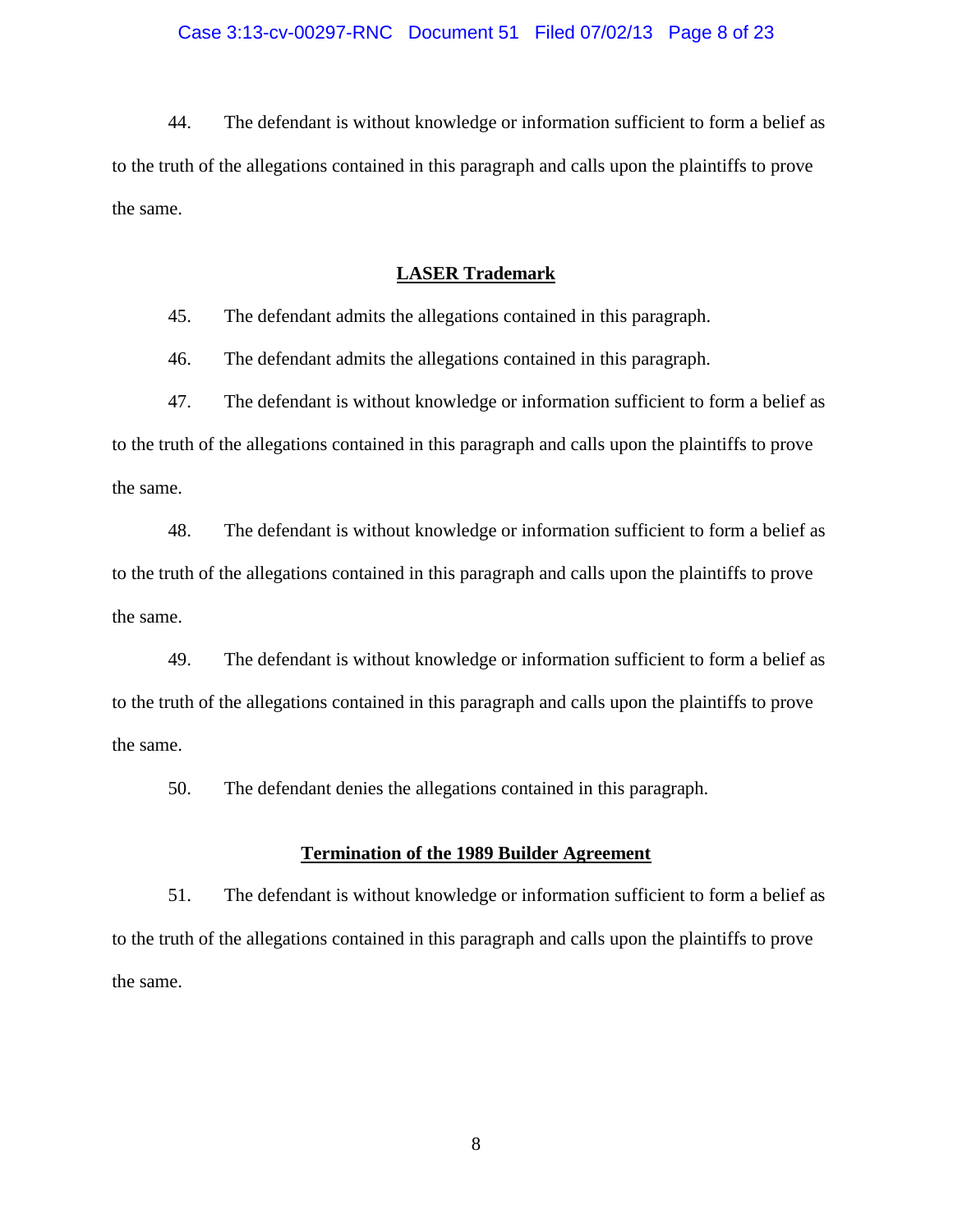44. The defendant is without knowledge or information sufficient to form a belief as to the truth of the allegations contained in this paragraph and calls upon the plaintiffs to prove the same.

## LASER Trademark

45. The defendant admits the allegations contained in this paragraph.

46. The defendant admits the allegations contained in this paragraph.

47. The defendant is without knowledge or information sufficient to form a belief as to the truth of the allegations contained in this paragraph and calls upon the plaintiffs to prove the same.

48. The defendant is without knowledge or information sufficient to form a belief as to the truth of the allegations contained in this paragraph and calls upon the plaintiffs to prove the same.

49. The defendant is without knowledge or information sufficient to form a belief as to the truth of the allegations contained in this paragraph and calls upon the plaintiffs to prove the same.

50. The defendant denies the allegations contained in this paragraph.

## Termination of the 1989 Builder Agreement

51. The defendant is without knowledge or information sufficient to form a belief as to the truth of the allegations contained in this paragraph and calls upon the plaintiffs to prove the same.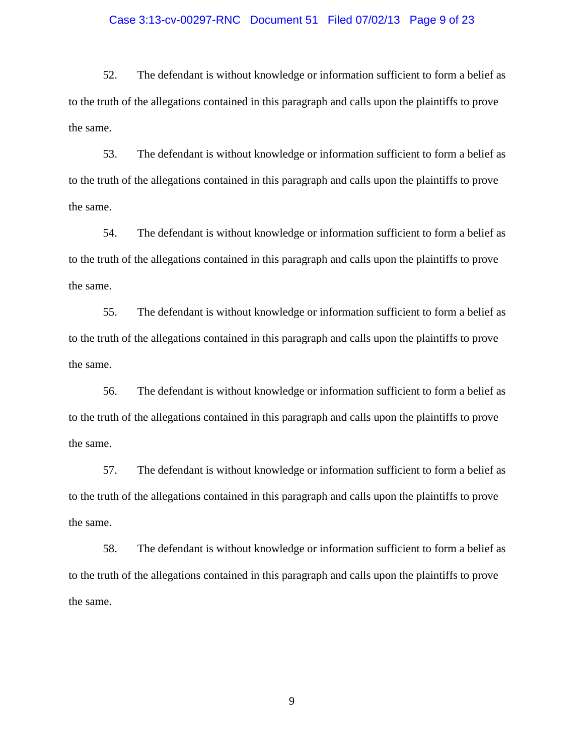52. The defendant is without knowledge or information sufficient to form a belief as to the truth of the allegations contained in this paragraph and calls upon the plaintiffs to prove the same.

53. The defendant is without knowledge or information sufficient to form a belief as to the truth of the allegations contained in this paragraph and calls upon the plaintiffs to prove the same.

54. The defendant is without knowledge or information sufficient to form a belief as to the truth of the allegations contained in this paragraph and calls upon the plaintiffs to prove the same.

55. The defendant is without knowledge or information sufficient to form a belief as to the truth of the allegations contained in this paragraph and calls upon the plaintiffs to prove the same.

56. The defendant is without knowledge or information sufficient to form a belief as to the truth of the allegations contained in this paragraph and calls upon the plaintiffs to prove the same.

57. The defendant is without knowledge or information sufficient to form a belief as to the truth of the allegations contained in this paragraph and calls upon the plaintiffs to prove the same.

58. The defendant is without knowledge or information sufficient to form a belief as to the truth of the allegations contained in this paragraph and calls upon the plaintiffs to prove the same.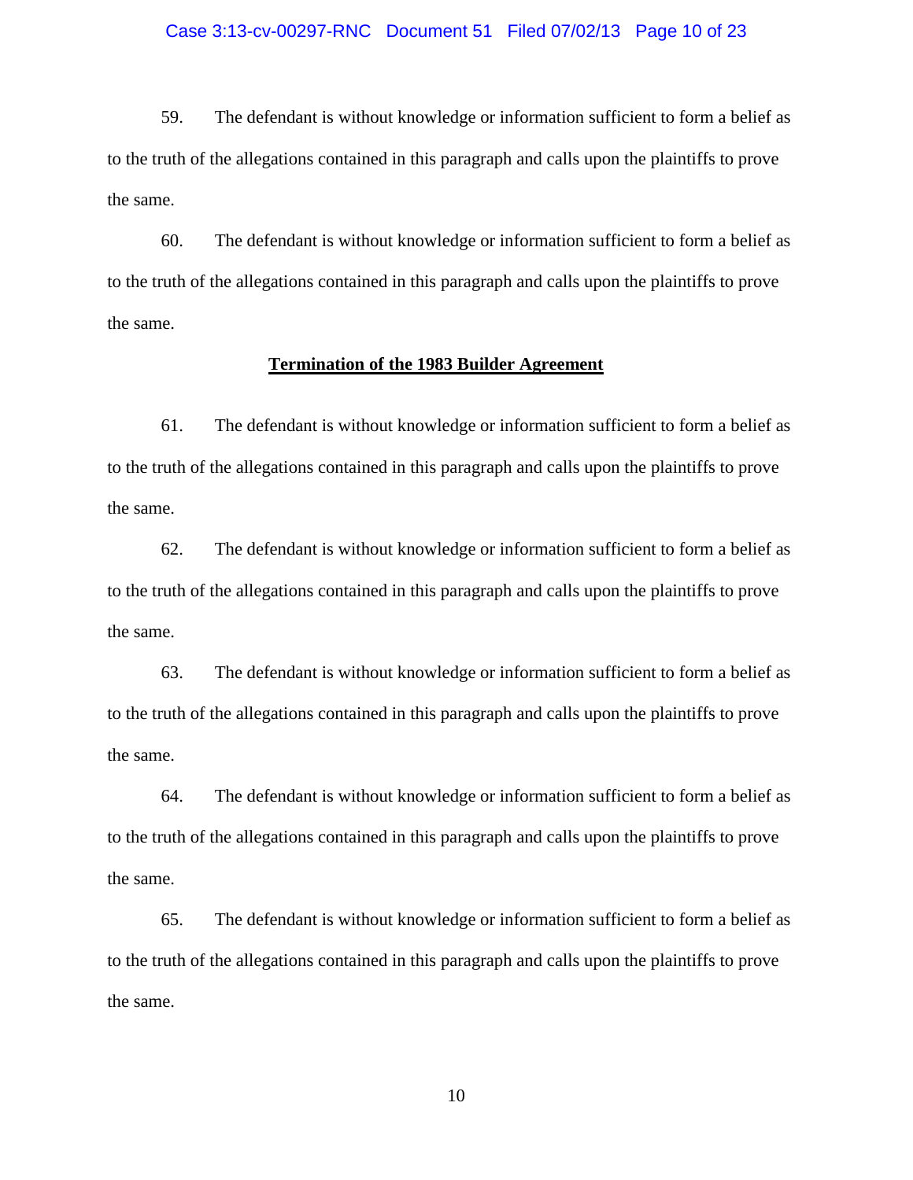59. The defendant is without knowledge or information sufficient to form a belief as to the truth of the allegations contained in this paragraph and calls upon the plaintiffs to prove the same.

60. The defendant is without knowledge or information sufficient to form a belief as to the truth of the allegations contained in this paragraph and calls upon the plaintiffs to prove the same.

**Termination of the 1983 Builder Agreement**

61. The defendant is without knowledge or information sufficient to form a belief as to the truth of the allegations contained in this paragraph and calls upon the plaintiffs to prove the same.

62. The defendant is without knowledge or information sufficient to form a belief as to the truth of the allegations contained in this paragraph and calls upon the plaintiffs to prove the same.

63. The defendant is without knowledge or information sufficient to form a belief as to the truth of the allegations contained in this paragraph and calls upon the plaintiffs to prove the same.

64. The defendant is without knowledge or information sufficient to form a belief as to the truth of the allegations contained in this paragraph and calls upon the plaintiffs to prove the same.

65. The defendant is without knowledge or information sufficient to form a belief as to the truth of the allegations contained in this paragraph and calls upon the plaintiffs to prove the same.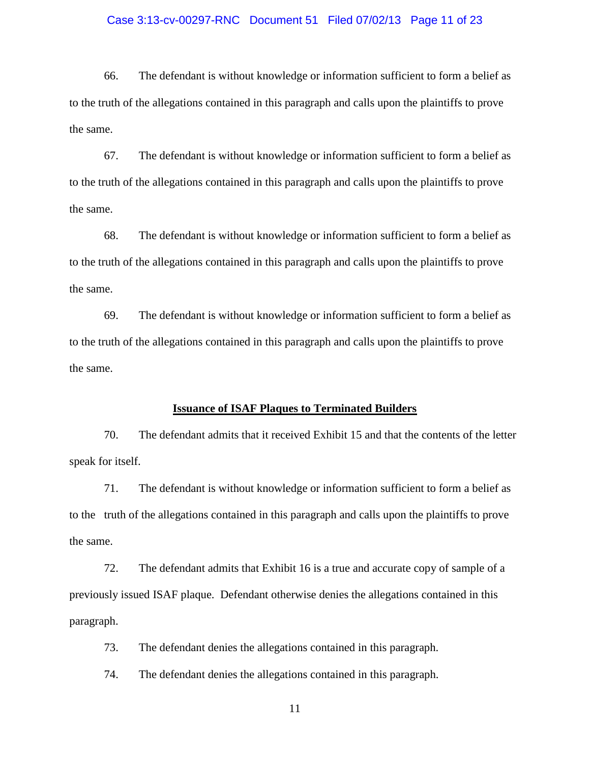66. The defendant is without knowledge or information sufficient to form a belief as to the truth of the allegations contained in this paragraph and calls upon the plaintiffs to prove the same.

67. The defendant is without knowledge or information sufficient to form a belief as to the truth of the allegations contained in this paragraph and calls upon the plaintiffs to prove the same.

68. The defendant is without knowledge or information sufficient to form a belief as to the truth of the allegations contained in this paragraph and calls upon the plaintiffs to prove the same.

69. The defendant is without knowledge or information sufficient to form a belief as to the truth of the allegations contained in this paragraph and calls upon the plaintiffs to prove the same.

**Issuance of ISAF Plaques to Terminated Builders**

70. The defendant admits that it received Exhibit 15 and that the contents of the letter speak for itself.

71. The defendant is without knowledge or information sufficient to form a belief as to the truth of the allegations contained in this paragraph and calls upon the plaintiffs to prove the same.

72. The defendant admits that Exhibit 16 is a true and accurate copy of sample of a previously issued ISAF plaque. Defendant otherwise denies the allegations contained in this paragraph.

73. The defendant denies the allegations contained in this paragraph.

74. The defendant denies the allegations contained in this paragraph.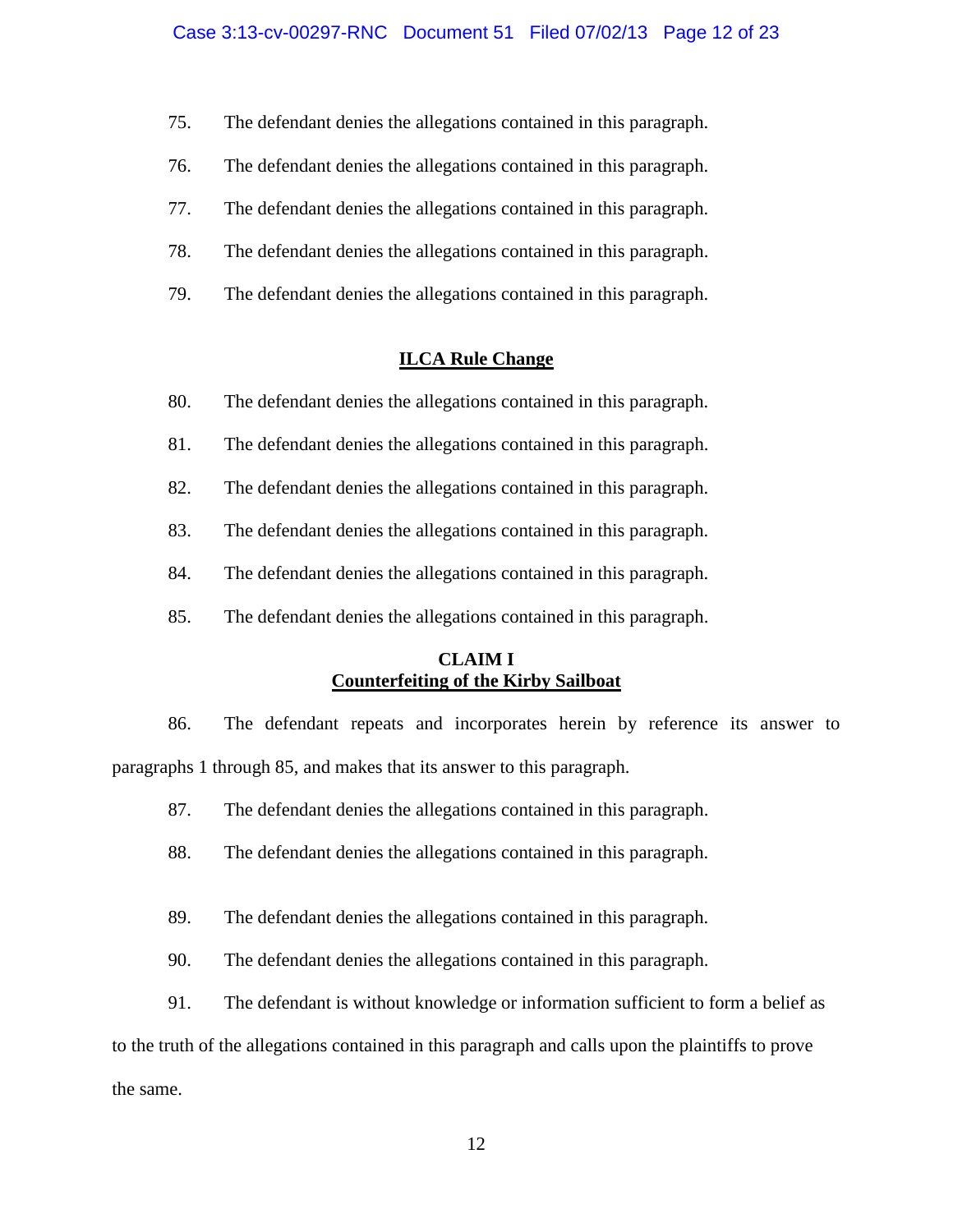75. The defendant denies the allegations contained in this paragraph.

76. The defendant denies the allegations contained in this paragraph.

77. The defendant denies the allegations contained in this paragraph.

78. The defendant denies the allegations contained in this paragraph.

79. The defendant denies the allegations contained in this paragraph.

## **ILCA Rule Change**

80. The defendant denies the allegations contained in this paragraph.

81. The defendant denies the allegations contained in this paragraph.

82. The defendant denies the allegations contained in this paragraph.

83. The defendant denies the allegations contained in this paragraph.

84. The defendant denies the allegations contained in this paragraph.

85. The defendant denies the allegations contained in this paragraph.

## **CLAIM I**
## **Counterfeiting of the Kirby Sailboat**

86. The defendant repeats and incorporates herein by reference its answer to paragraphs 1 through 85, and makes that its answer to this paragraph.

87. The defendant denies the allegations contained in this paragraph.

88. The defendant denies the allegations contained in this paragraph.

89. The defendant denies the allegations contained in this paragraph.

90. The defendant denies the allegations contained in this paragraph.

91. The defendant is without knowledge or information sufficient to form a belief as to the truth of the allegations contained in this paragraph and calls upon the plaintiffs to prove the same.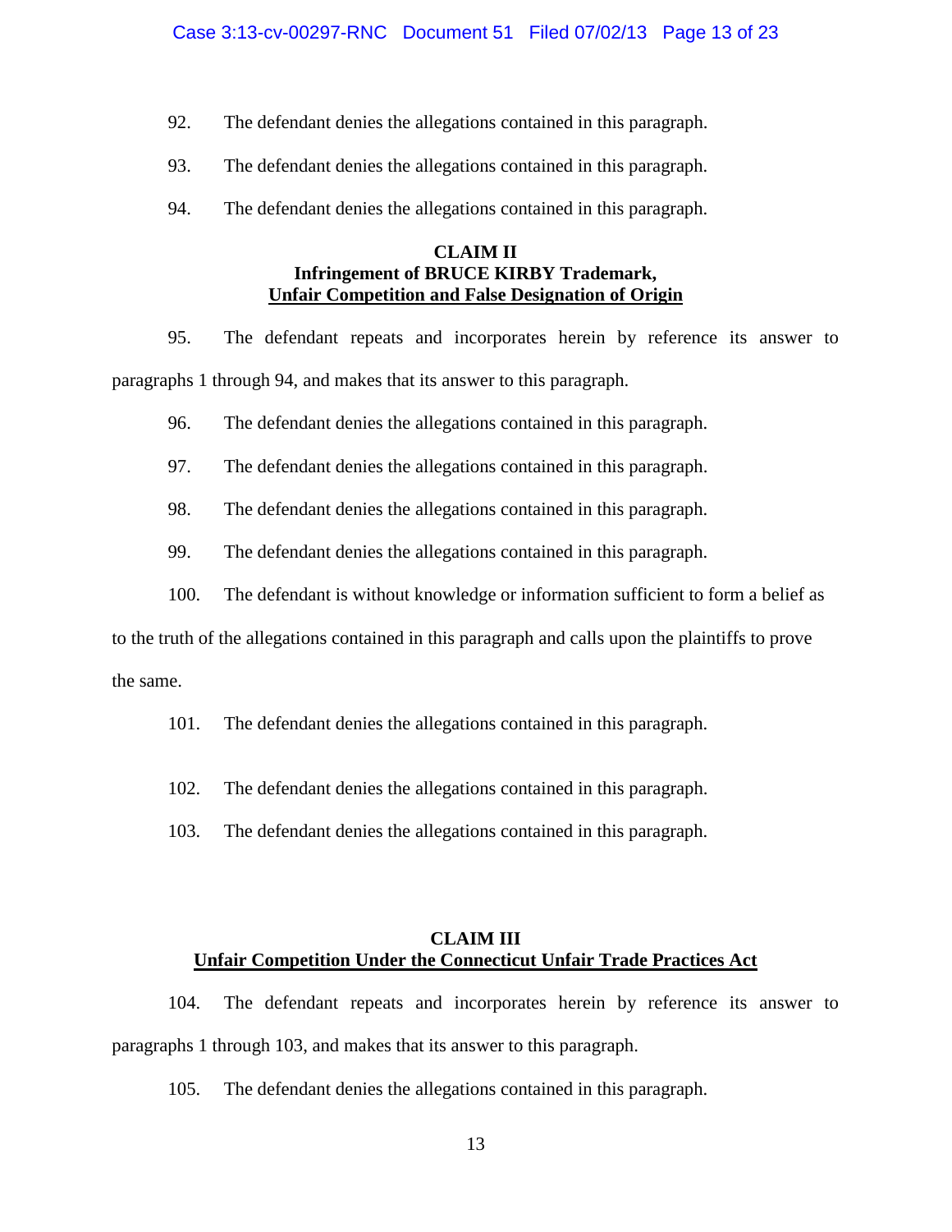92. The defendant denies the allegations contained in this paragraph.

93. The defendant denies the allegations contained in this paragraph.

94. The defendant denies the allegations contained in this paragraph.

**CLAIM II**
**Infringement of BRUCE KIRBY Trademark,**
**Unfair Competition and False Designation of Origin**

95. The defendant repeats and incorporates herein by reference its answer to paragraphs 1 through 94, and makes that its answer to this paragraph.

96. The defendant denies the allegations contained in this paragraph.

97. The defendant denies the allegations contained in this paragraph.

98. The defendant denies the allegations contained in this paragraph.

99. The defendant denies the allegations contained in this paragraph.

100. The defendant is without knowledge or information sufficient to form a belief as to the truth of the allegations contained in this paragraph and calls upon the plaintiffs to prove the same.

101. The defendant denies the allegations contained in this paragraph.

102. The defendant denies the allegations contained in this paragraph.

103. The defendant denies the allegations contained in this paragraph.

**CLAIM III**
**Unfair Competition Under the Connecticut Unfair Trade Practices Act**

104. The defendant repeats and incorporates herein by reference its answer to paragraphs 1 through 103, and makes that its answer to this paragraph.

105. The defendant denies the allegations contained in this paragraph.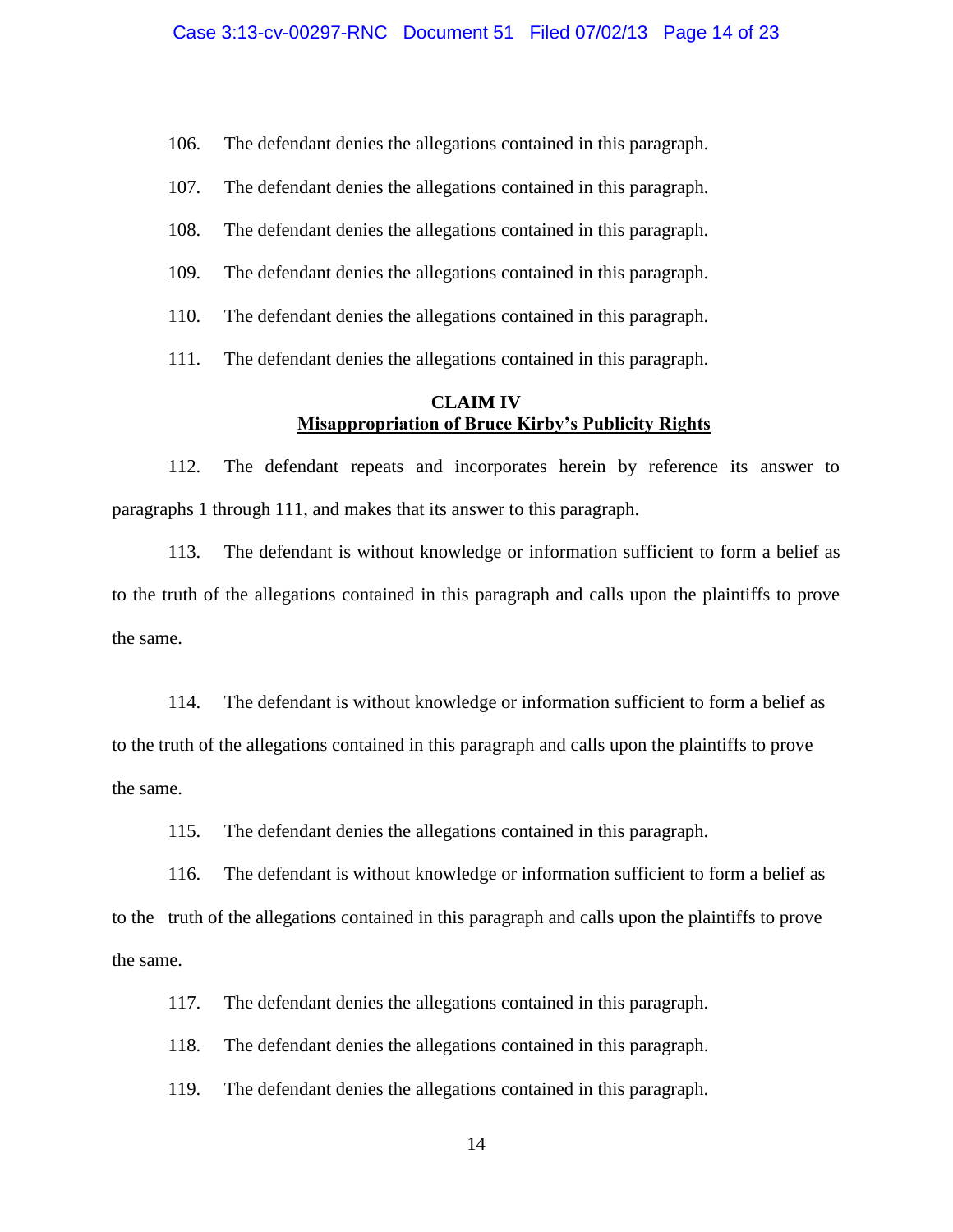106. The defendant denies the allegations contained in this paragraph.

107. The defendant denies the allegations contained in this paragraph.

108. The defendant denies the allegations contained in this paragraph.

109. The defendant denies the allegations contained in this paragraph.

110. The defendant denies the allegations contained in this paragraph.

111. The defendant denies the allegations contained in this paragraph.

**CLAIM IV**
**<u>Misappropriation of Bruce Kirby's Publicity Rights</u>**

112. The defendant repeats and incorporates herein by reference its answer to paragraphs 1 through 111, and makes that its answer to this paragraph.

113. The defendant is without knowledge or information sufficient to form a belief as to the truth of the allegations contained in this paragraph and calls upon the plaintiffs to prove the same.

114. The defendant is without knowledge or information sufficient to form a belief as to the truth of the allegations contained in this paragraph and calls upon the plaintiffs to prove the same.

115. The defendant denies the allegations contained in this paragraph.

116. The defendant is without knowledge or information sufficient to form a belief as to the truth of the allegations contained in this paragraph and calls upon the plaintiffs to prove the same.

117. The defendant denies the allegations contained in this paragraph.

118. The defendant denies the allegations contained in this paragraph.

119. The defendant denies the allegations contained in this paragraph.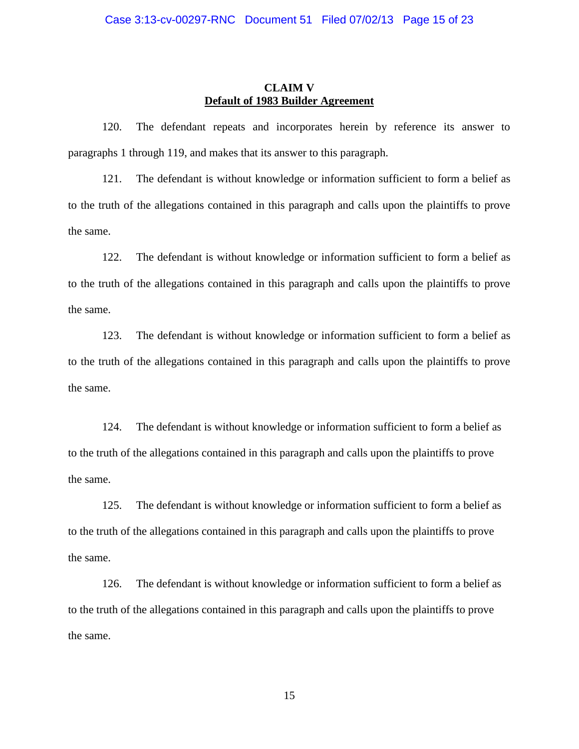**CLAIM V**

**Default of 1983 Builder Agreement**

120. The defendant repeats and incorporates herein by reference its answer to paragraphs 1 through 119, and makes that its answer to this paragraph.

121. The defendant is without knowledge or information sufficient to form a belief as to the truth of the allegations contained in this paragraph and calls upon the plaintiffs to prove the same.

122. The defendant is without knowledge or information sufficient to form a belief as to the truth of the allegations contained in this paragraph and calls upon the plaintiffs to prove the same.

123. The defendant is without knowledge or information sufficient to form a belief as to the truth of the allegations contained in this paragraph and calls upon the plaintiffs to prove the same.

124. The defendant is without knowledge or information sufficient to form a belief as to the truth of the allegations contained in this paragraph and calls upon the plaintiffs to prove the same.

125. The defendant is without knowledge or information sufficient to form a belief as to the truth of the allegations contained in this paragraph and calls upon the plaintiffs to prove the same.

126. The defendant is without knowledge or information sufficient to form a belief as to the truth of the allegations contained in this paragraph and calls upon the plaintiffs to prove the same.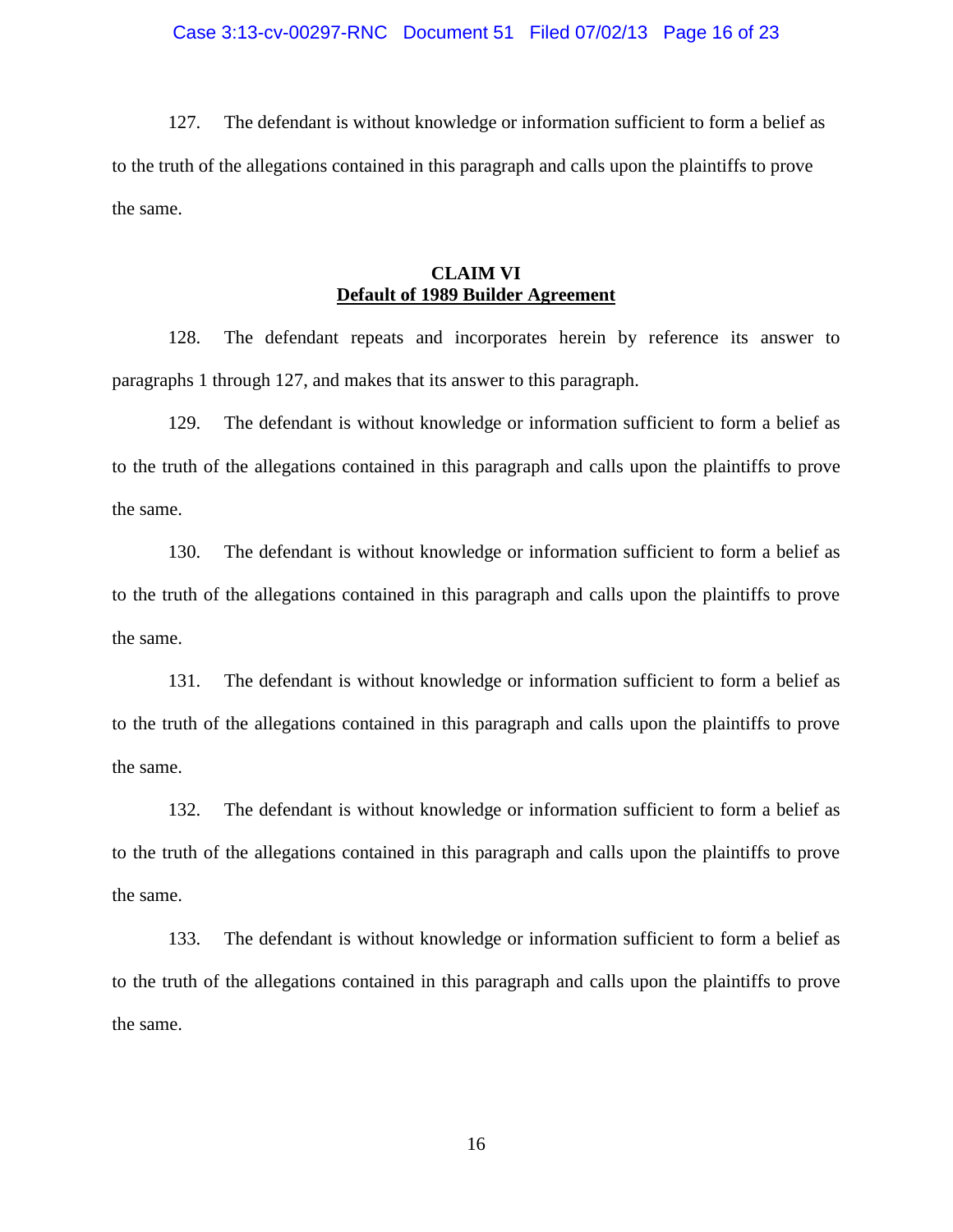127. The defendant is without knowledge or information sufficient to form a belief as to the truth of the allegations contained in this paragraph and calls upon the plaintiffs to prove the same.

**CLAIM VI**
**Default of 1989 Builder Agreement**

128. The defendant repeats and incorporates herein by reference its answer to paragraphs 1 through 127, and makes that its answer to this paragraph.

129. The defendant is without knowledge or information sufficient to form a belief as to the truth of the allegations contained in this paragraph and calls upon the plaintiffs to prove the same.

130. The defendant is without knowledge or information sufficient to form a belief as to the truth of the allegations contained in this paragraph and calls upon the plaintiffs to prove the same.

131. The defendant is without knowledge or information sufficient to form a belief as to the truth of the allegations contained in this paragraph and calls upon the plaintiffs to prove the same.

132. The defendant is without knowledge or information sufficient to form a belief as to the truth of the allegations contained in this paragraph and calls upon the plaintiffs to prove the same.

133. The defendant is without knowledge or information sufficient to form a belief as to the truth of the allegations contained in this paragraph and calls upon the plaintiffs to prove the same.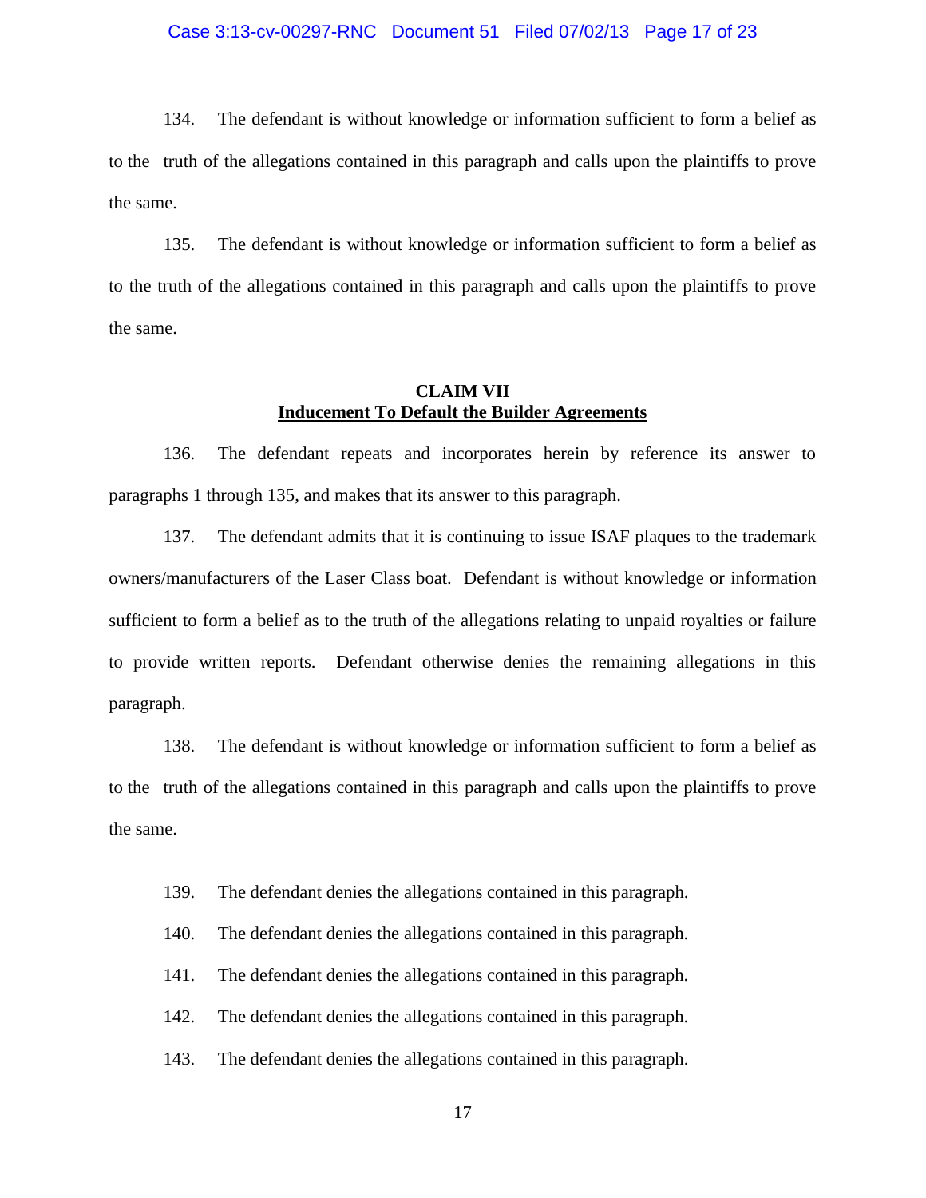134. The defendant is without knowledge or information sufficient to form a belief as to the truth of the allegations contained in this paragraph and calls upon the plaintiffs to prove the same.

135. The defendant is without knowledge or information sufficient to form a belief as to the truth of the allegations contained in this paragraph and calls upon the plaintiffs to prove the same.

**CLAIM VII**
**Inducement To Default the Builder Agreements**

136. The defendant repeats and incorporates herein by reference its answer to paragraphs 1 through 135, and makes that its answer to this paragraph.

137. The defendant admits that it is continuing to issue ISAF plaques to the trademark owners/manufacturers of the Laser Class boat. Defendant is without knowledge or information sufficient to form a belief as to the truth of the allegations relating to unpaid royalties or failure to provide written reports. Defendant otherwise denies the remaining allegations in this paragraph.

138. The defendant is without knowledge or information sufficient to form a belief as to the truth of the allegations contained in this paragraph and calls upon the plaintiffs to prove the same.

139. The defendant denies the allegations contained in this paragraph.

140. The defendant denies the allegations contained in this paragraph.

141. The defendant denies the allegations contained in this paragraph.

142. The defendant denies the allegations contained in this paragraph.

143. The defendant denies the allegations contained in this paragraph.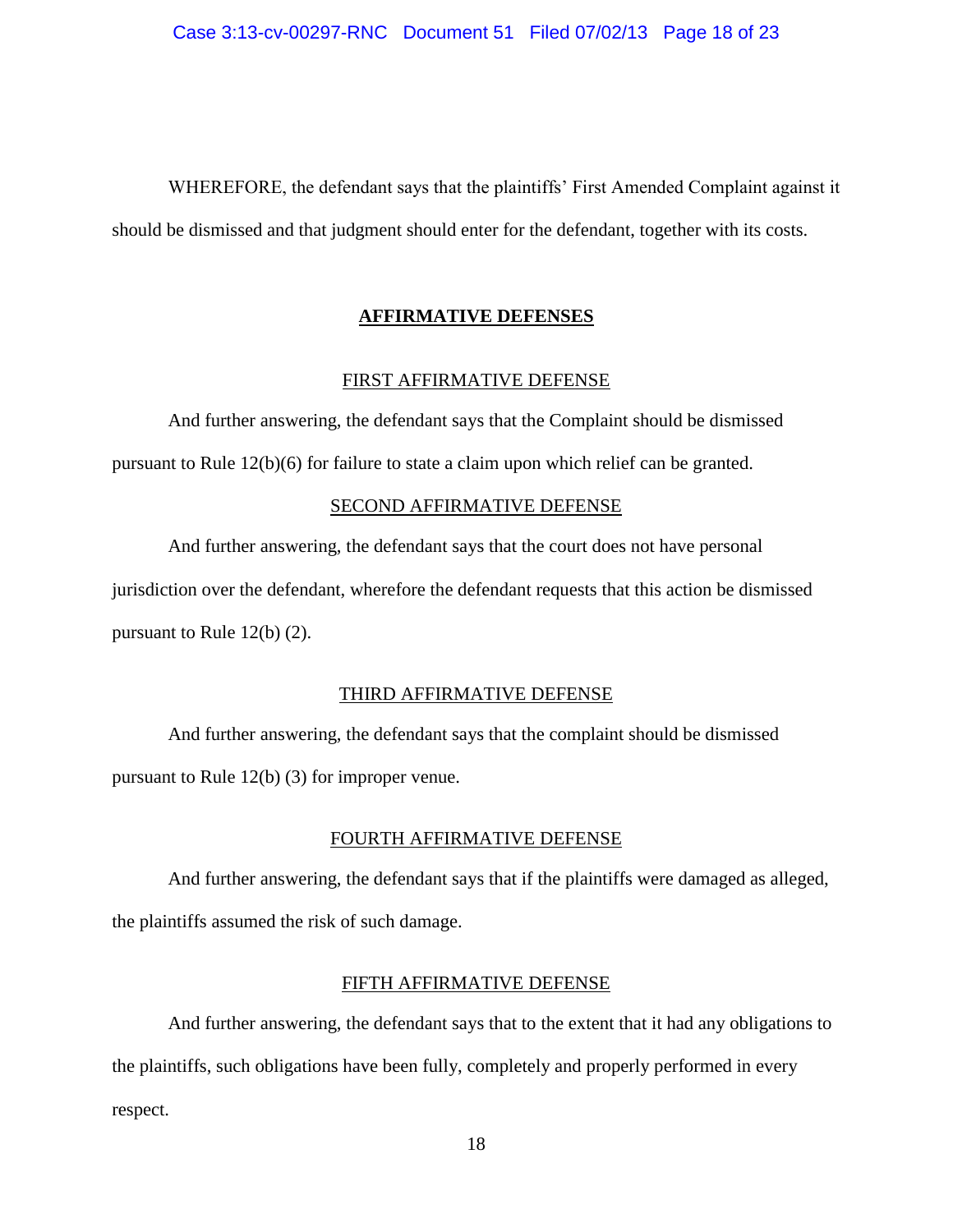WHEREFORE, the defendant says that the plaintiffs' First Amended Complaint against it should be dismissed and that judgment should enter for the defendant, together with its costs.

## **AFFIRMATIVE DEFENSES**

### FIRST AFFIRMATIVE DEFENSE

And further answering, the defendant says that the Complaint should be dismissed pursuant to Rule 12(b)(6) for failure to state a claim upon which relief can be granted.

### SECOND AFFIRMATIVE DEFENSE

And further answering, the defendant says that the court does not have personal jurisdiction over the defendant, wherefore the defendant requests that this action be dismissed pursuant to Rule 12(b) (2).

### THIRD AFFIRMATIVE DEFENSE

And further answering, the defendant says that the complaint should be dismissed pursuant to Rule 12(b) (3) for improper venue.

### FOURTH AFFIRMATIVE DEFENSE

And further answering, the defendant says that if the plaintiffs were damaged as alleged, the plaintiffs assumed the risk of such damage.

### FIFTH AFFIRMATIVE DEFENSE

And further answering, the defendant says that to the extent that it had any obligations to the plaintiffs, such obligations have been fully, completely and properly performed in every respect.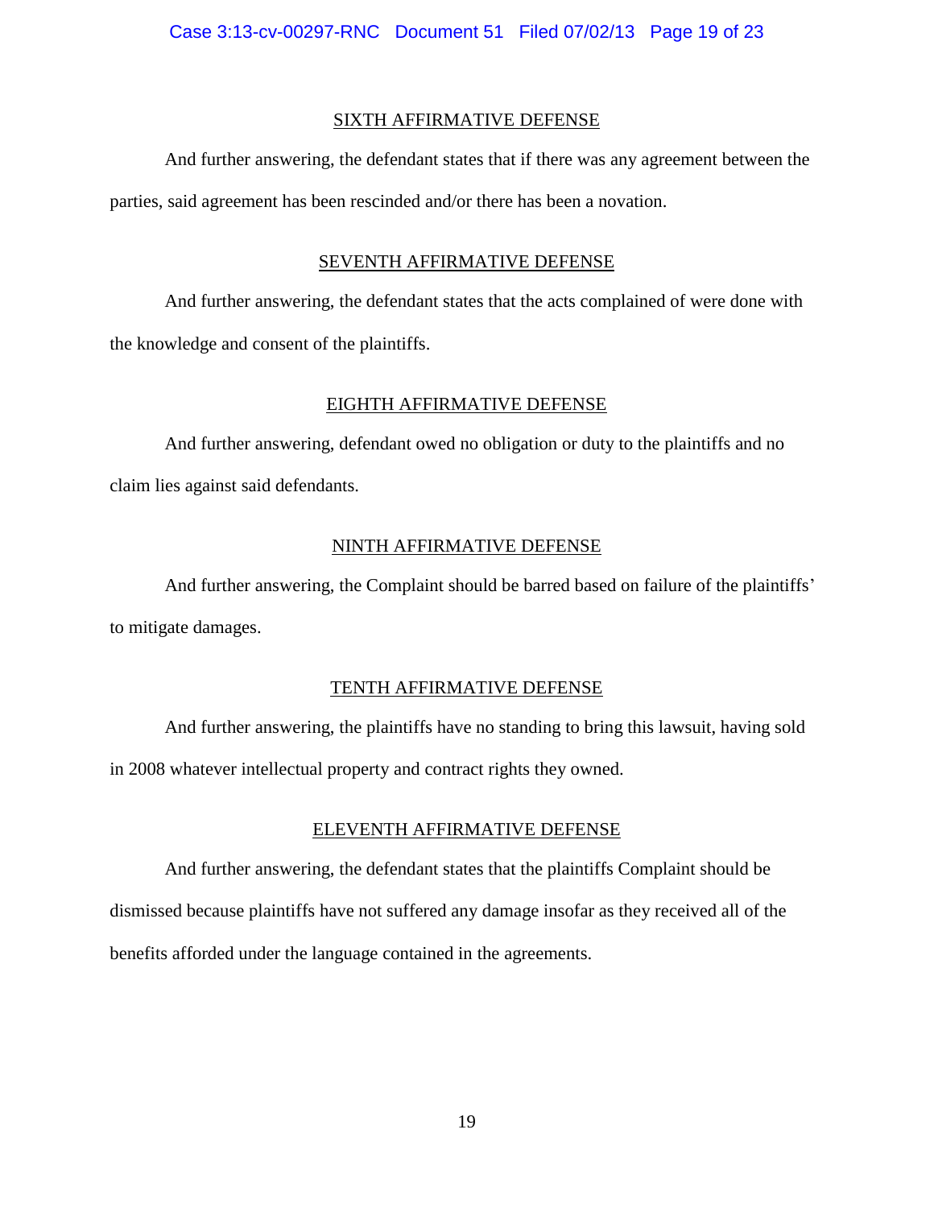## SIXTH AFFIRMATIVE DEFENSE

And further answering, the defendant states that if there was any agreement between the parties, said agreement has been rescinded and/or there has been a novation.

## SEVENTH AFFIRMATIVE DEFENSE

And further answering, the defendant states that the acts complained of were done with the knowledge and consent of the plaintiffs.

## EIGHTH AFFIRMATIVE DEFENSE

And further answering, defendant owed no obligation or duty to the plaintiffs and no claim lies against said defendants.

## NINTH AFFIRMATIVE DEFENSE

And further answering, the Complaint should be barred based on failure of the plaintiffs' to mitigate damages.

## TENTH AFFIRMATIVE DEFENSE

And further answering, the plaintiffs have no standing to bring this lawsuit, having sold in 2008 whatever intellectual property and contract rights they owned.

## ELEVENTH AFFIRMATIVE DEFENSE

And further answering, the defendant states that the plaintiffs Complaint should be dismissed because plaintiffs have not suffered any damage insofar as they received all of the benefits afforded under the language contained in the agreements.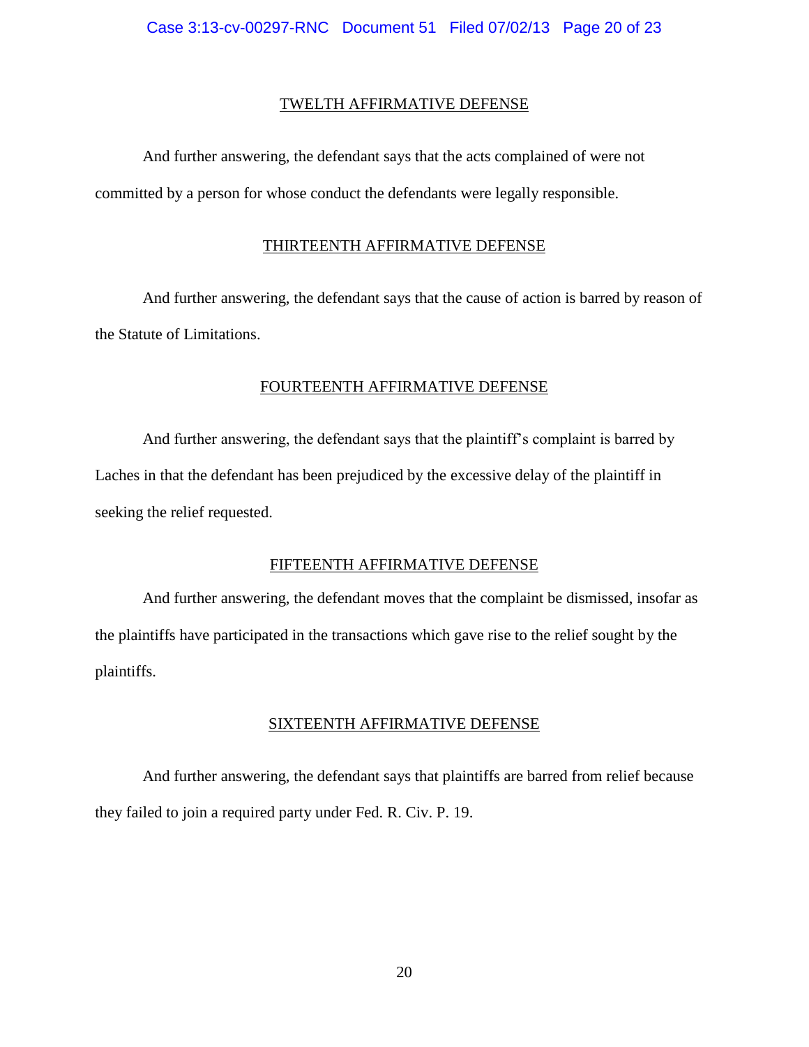## TWELTH AFFIRMATIVE DEFENSE

And further answering, the defendant says that the acts complained of were not committed by a person for whose conduct the defendants were legally responsible.

## THIRTEENTH AFFIRMATIVE DEFENSE

And further answering, the defendant says that the cause of action is barred by reason of the Statute of Limitations.

## FOURTEENTH AFFIRMATIVE DEFENSE

And further answering, the defendant says that the plaintiff's complaint is barred by Laches in that the defendant has been prejudiced by the excessive delay of the plaintiff in seeking the relief requested.

## FIFTEENTH AFFIRMATIVE DEFENSE

And further answering, the defendant moves that the complaint be dismissed, insofar as the plaintiffs have participated in the transactions which gave rise to the relief sought by the plaintiffs.

## SIXTEENTH AFFIRMATIVE DEFENSE

And further answering, the defendant says that plaintiffs are barred from relief because they failed to join a required party under Fed. R. Civ. P. 19.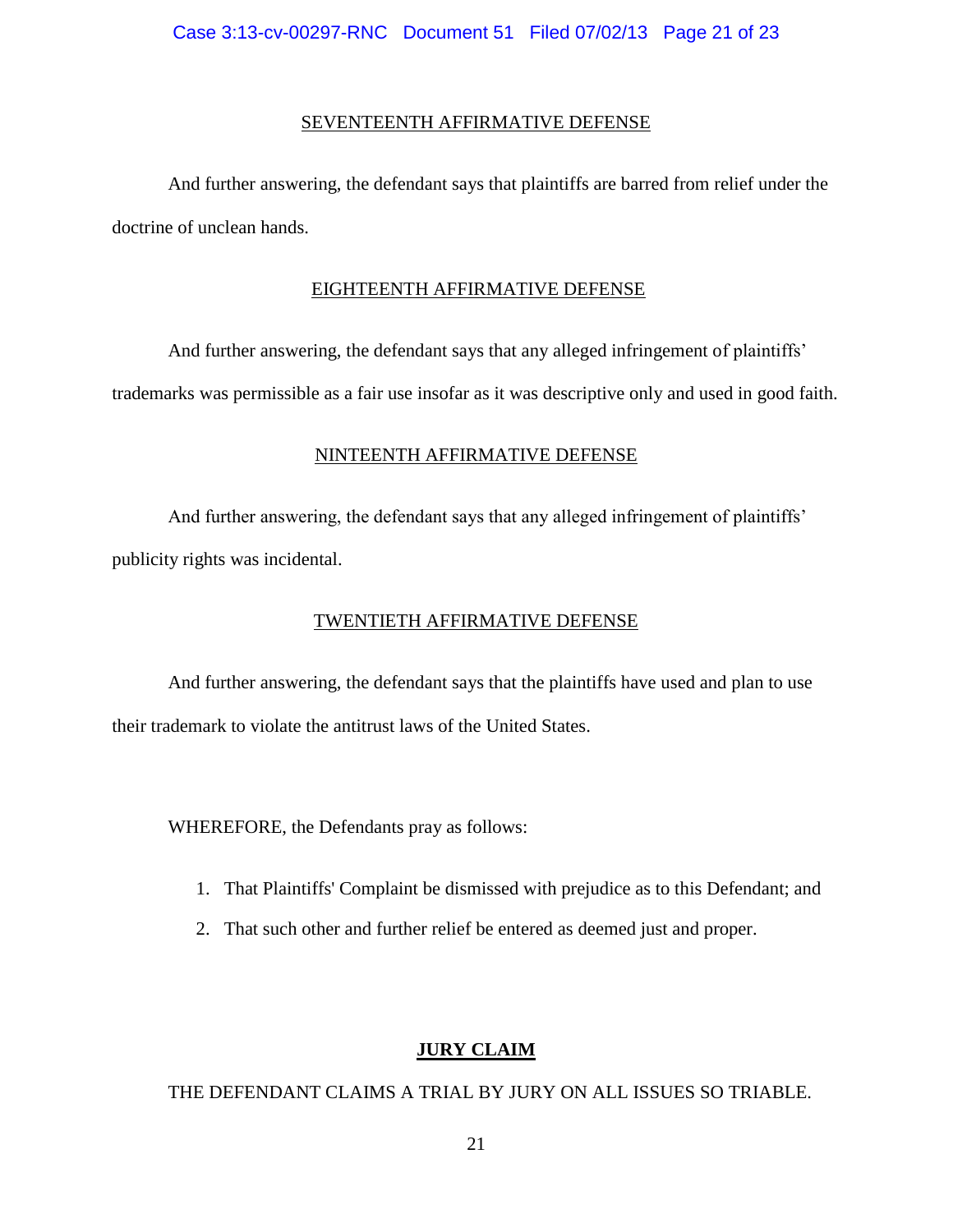SEVENTEENTH AFFIRMATIVE DEFENSE

And further answering, the defendant says that plaintiffs are barred from relief under the doctrine of unclean hands.

EIGHTEENTH AFFIRMATIVE DEFENSE

And further answering, the defendant says that any alleged infringement of plaintiffs' trademarks was permissible as a fair use insofar as it was descriptive only and used in good faith.

NINTEENTH AFFIRMATIVE DEFENSE

And further answering, the defendant says that any alleged infringement of plaintiffs' publicity rights was incidental.

TWENTIETH AFFIRMATIVE DEFENSE

And further answering, the defendant says that the plaintiffs have used and plan to use their trademark to violate the antitrust laws of the United States.

WHEREFORE, the Defendants pray as follows:

1. That Plaintiffs' Complaint be dismissed with prejudice as to this Defendant; and
2. That such other and further relief be entered as deemed just and proper.

**JURY CLAIM**

THE DEFENDANT CLAIMS A TRIAL BY JURY ON ALL ISSUES SO TRIABLE.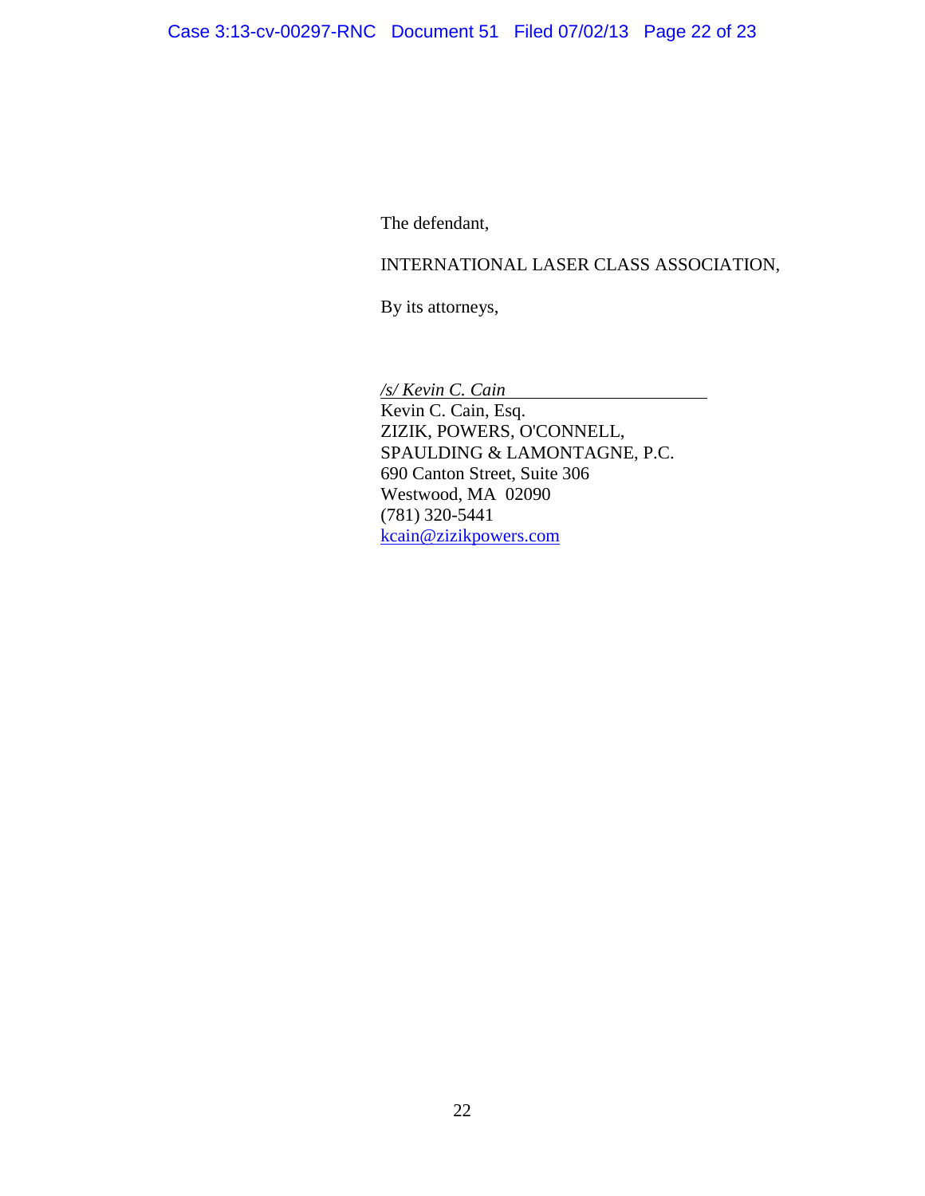The defendant,

INTERNATIONAL LASER CLASS ASSOCIATION,

By its attorneys,

*/s/ Kevin C. Cain*
Kevin C. Cain, Esq.
ZIZIK, POWERS, O'CONNELL,
SPAULDING & LAMONTAGNE, P.C.
690 Canton Street, Suite 306
Westwood, MA 02090
(781) 320-5441
kcain@zizikpowers.com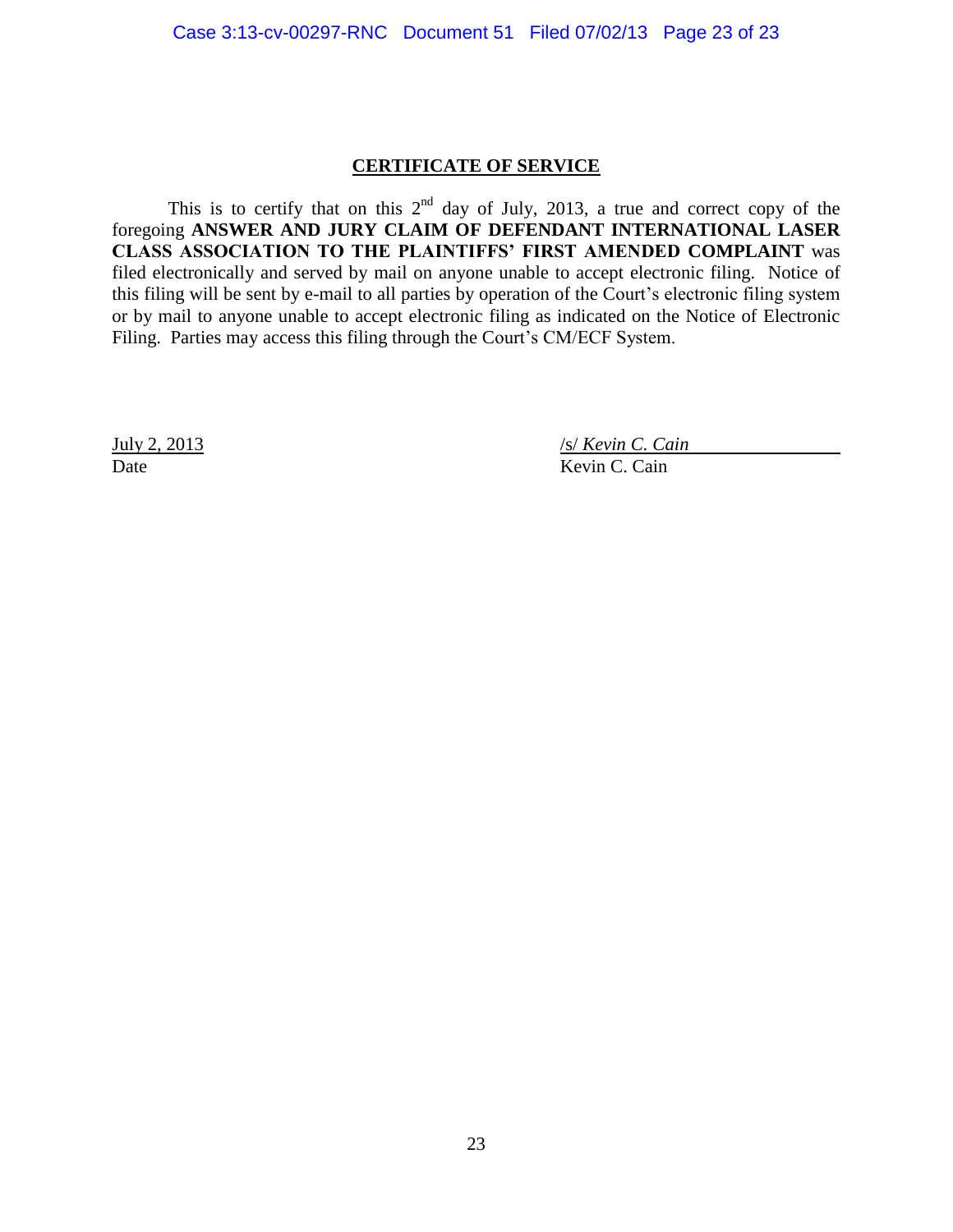## CERTIFICATE OF SERVICE

This is to certify that on this 2nd day of July, 2013, a true and correct copy of the foregoing **ANSWER AND JURY CLAIM OF DEFENDANT INTERNATIONAL LASER CLASS ASSOCIATION TO THE PLAINTIFFS' FIRST AMENDED COMPLAINT** was filed electronically and served by mail on anyone unable to accept electronic filing. Notice of this filing will be sent by e-mail to all parties by operation of the Court's electronic filing system or by mail to anyone unable to accept electronic filing as indicated on the Notice of Electronic Filing. Parties may access this filing through the Court's CM/ECF System.

July 2, 2013
Date

/s/ *Kevin C. Cain*
Kevin C. Cain